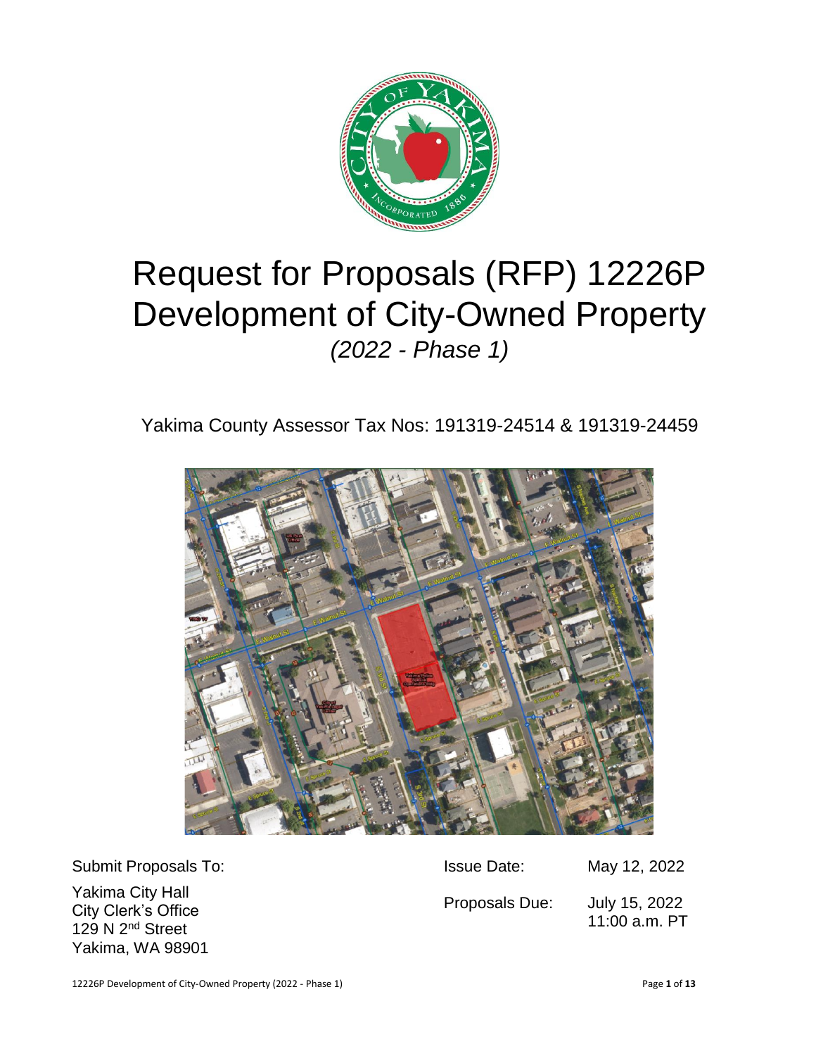# Request for Proposals (RFP) 12226P Development of City-Owned Property

*(2022 - Phase 1)*

Yakima County Assessor Tax Nos: 191319-24514 & 191319-24459

Submit Proposals To:

Yakima City Hall
City Clerk's Office
129 N 2nd Street
Yakima, WA 98901

| | |
|---|---|
| Issue Date: | May 12, 2022 |
| Proposals Due: | July 15, 2022 11:00 a.m. PT |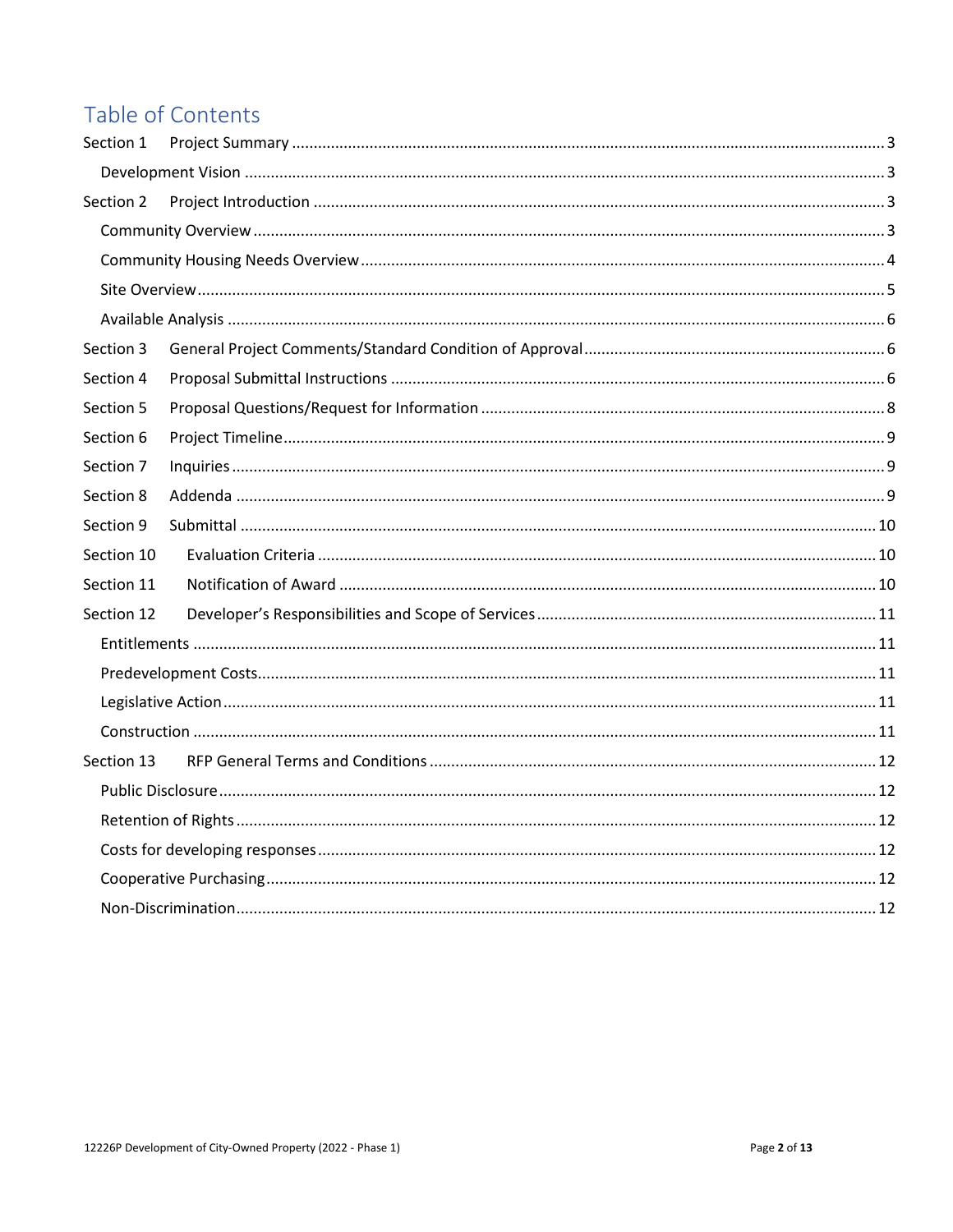# Table of Contents

- Section 1 Project Summary ..... 3
  - Development Vision ..... 3
- Section 2 Project Introduction ..... 3
  - Community Overview ..... 3
  - Community Housing Needs Overview ..... 4
  - Site Overview ..... 5
  - Available Analysis ..... 6
- Section 3 General Project Comments/Standard Condition of Approval ..... 6
- Section 4 Proposal Submittal Instructions ..... 6
- Section 5 Proposal Questions/Request for Information ..... 8
- Section 6 Project Timeline ..... 9
- Section 7 Inquiries ..... 9
- Section 8 Addenda ..... 9
- Section 9 Submittal ..... 10
- Section 10 Evaluation Criteria ..... 10
- Section 11 Notification of Award ..... 10
- Section 12 Developer's Responsibilities and Scope of Services ..... 11
  - Entitlements ..... 11
  - Predevelopment Costs ..... 11
  - Legislative Action ..... 11
  - Construction ..... 11
- Section 13 RFP General Terms and Conditions ..... 12
  - Public Disclosure ..... 12
  - Retention of Rights ..... 12
  - Costs for developing responses ..... 12
  - Cooperative Purchasing ..... 12
  - Non-Discrimination ..... 12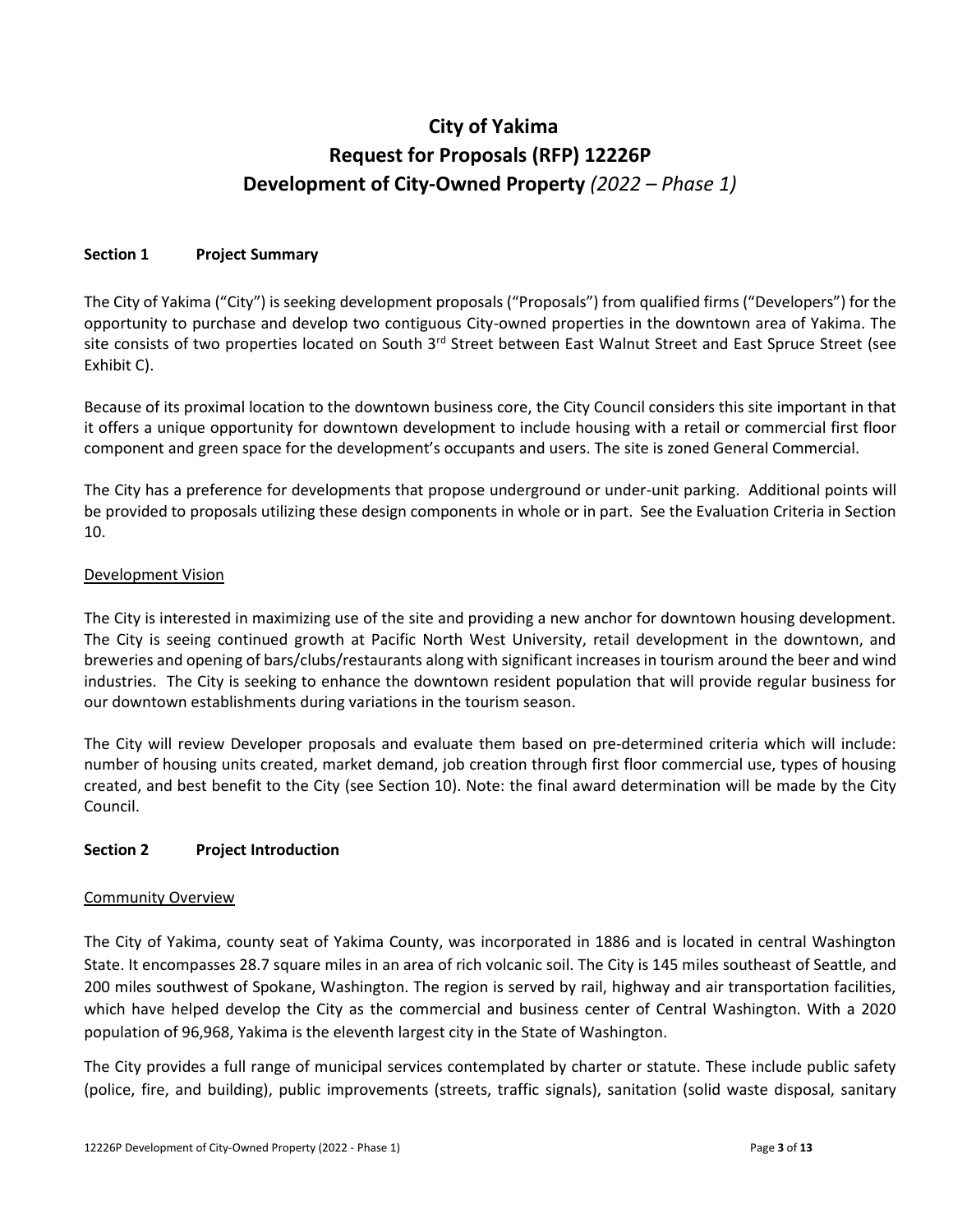# City of Yakima
# Request for Proposals (RFP) 12226P
# Development of City-Owned Property *(2022 – Phase 1)*

## Section 1 Project Summary

The City of Yakima ("City") is seeking development proposals ("Proposals") from qualified firms ("Developers") for the opportunity to purchase and develop two contiguous City-owned properties in the downtown area of Yakima. The site consists of two properties located on South 3rd Street between East Walnut Street and East Spruce Street (see Exhibit C).

Because of its proximal location to the downtown business core, the City Council considers this site important in that it offers a unique opportunity for downtown development to include housing with a retail or commercial first floor component and green space for the development's occupants and users. The site is zoned General Commercial.

The City has a preference for developments that propose underground or under-unit parking. Additional points will be provided to proposals utilizing these design components in whole or in part. See the Evaluation Criteria in Section 10.

### Development Vision

The City is interested in maximizing use of the site and providing a new anchor for downtown housing development. The City is seeing continued growth at Pacific North West University, retail development in the downtown, and breweries and opening of bars/clubs/restaurants along with significant increases in tourism around the beer and wind industries. The City is seeking to enhance the downtown resident population that will provide regular business for our downtown establishments during variations in the tourism season.

The City will review Developer proposals and evaluate them based on pre-determined criteria which will include: number of housing units created, market demand, job creation through first floor commercial use, types of housing created, and best benefit to the City (see Section 10). Note: the final award determination will be made by the City Council.

## Section 2 Project Introduction

### Community Overview

The City of Yakima, county seat of Yakima County, was incorporated in 1886 and is located in central Washington State. It encompasses 28.7 square miles in an area of rich volcanic soil. The City is 145 miles southeast of Seattle, and 200 miles southwest of Spokane, Washington. The region is served by rail, highway and air transportation facilities, which have helped develop the City as the commercial and business center of Central Washington. With a 2020 population of 96,968, Yakima is the eleventh largest city in the State of Washington.

The City provides a full range of municipal services contemplated by charter or statute. These include public safety (police, fire, and building), public improvements (streets, traffic signals), sanitation (solid waste disposal, sanitary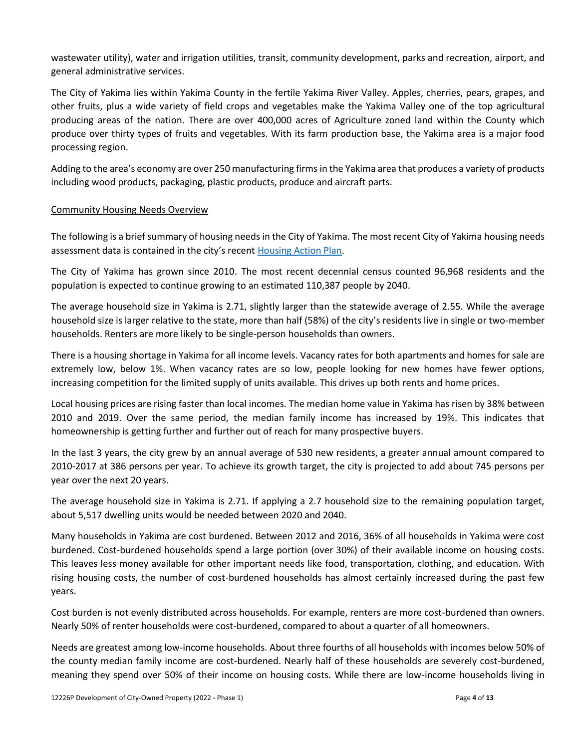wastewater utility), water and irrigation utilities, transit, community development, parks and recreation, airport, and general administrative services.

The City of Yakima lies within Yakima County in the fertile Yakima River Valley. Apples, cherries, pears, grapes, and other fruits, plus a wide variety of field crops and vegetables make the Yakima Valley one of the top agricultural producing areas of the nation. There are over 400,000 acres of Agriculture zoned land within the County which produce over thirty types of fruits and vegetables. With its farm production base, the Yakima area is a major food processing region.

Adding to the area's economy are over 250 manufacturing firms in the Yakima area that produces a variety of products including wood products, packaging, plastic products, produce and aircraft parts.

Community Housing Needs Overview

The following is a brief summary of housing needs in the City of Yakima. The most recent City of Yakima housing needs assessment data is contained in the city's recent [Housing Action Plan](#).

The City of Yakima has grown since 2010. The most recent decennial census counted 96,968 residents and the population is expected to continue growing to an estimated 110,387 people by 2040.

The average household size in Yakima is 2.71, slightly larger than the statewide average of 2.55. While the average household size is larger relative to the state, more than half (58%) of the city's residents live in single or two-member households. Renters are more likely to be single-person households than owners.

There is a housing shortage in Yakima for all income levels. Vacancy rates for both apartments and homes for sale are extremely low, below 1%. When vacancy rates are so low, people looking for new homes have fewer options, increasing competition for the limited supply of units available. This drives up both rents and home prices.

Local housing prices are rising faster than local incomes. The median home value in Yakima has risen by 38% between 2010 and 2019. Over the same period, the median family income has increased by 19%. This indicates that homeownership is getting further and further out of reach for many prospective buyers.

In the last 3 years, the city grew by an annual average of 530 new residents, a greater annual amount compared to 2010-2017 at 386 persons per year. To achieve its growth target, the city is projected to add about 745 persons per year over the next 20 years.

The average household size in Yakima is 2.71. If applying a 2.7 household size to the remaining population target, about 5,517 dwelling units would be needed between 2020 and 2040.

Many households in Yakima are cost burdened. Between 2012 and 2016, 36% of all households in Yakima were cost burdened. Cost-burdened households spend a large portion (over 30%) of their available income on housing costs. This leaves less money available for other important needs like food, transportation, clothing, and education. With rising housing costs, the number of cost-burdened households has almost certainly increased during the past few years.

Cost burden is not evenly distributed across households. For example, renters are more cost-burdened than owners. Nearly 50% of renter households were cost-burdened, compared to about a quarter of all homeowners.

Needs are greatest among low-income households. About three fourths of all households with incomes below 50% of the county median family income are cost-burdened. Nearly half of these households are severely cost-burdened, meaning they spend over 50% of their income on housing costs. While there are low-income households living in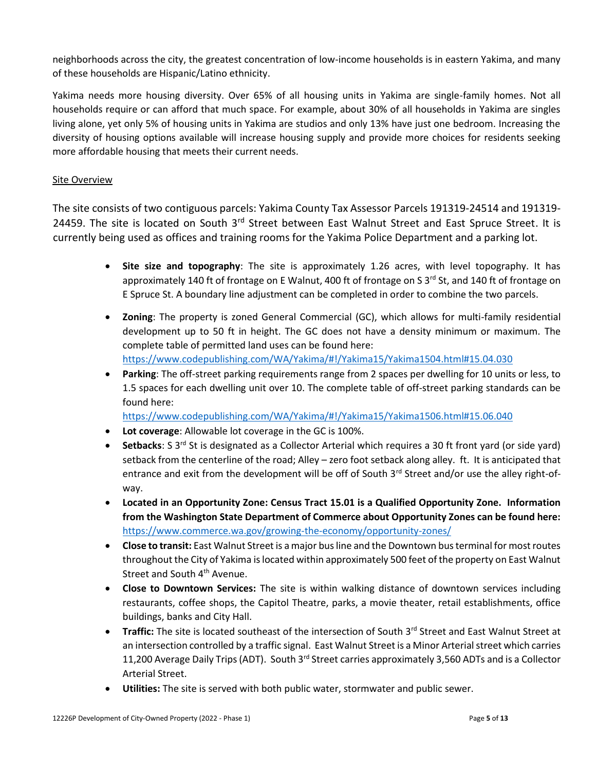neighborhoods across the city, the greatest concentration of low-income households is in eastern Yakima, and many of these households are Hispanic/Latino ethnicity.

Yakima needs more housing diversity. Over 65% of all housing units in Yakima are single-family homes. Not all households require or can afford that much space. For example, about 30% of all households in Yakima are singles living alone, yet only 5% of housing units in Yakima are studios and only 13% have just one bedroom. Increasing the diversity of housing options available will increase housing supply and provide more choices for residents seeking more affordable housing that meets their current needs.

Site Overview

The site consists of two contiguous parcels: Yakima County Tax Assessor Parcels 191319-24514 and 191319-24459. The site is located on South 3rd Street between East Walnut Street and East Spruce Street. It is currently being used as offices and training rooms for the Yakima Police Department and a parking lot.

- **Site size and topography**: The site is approximately 1.26 acres, with level topography. It has approximately 140 ft of frontage on E Walnut, 400 ft of frontage on S 3rd St, and 140 ft of frontage on E Spruce St. A boundary line adjustment can be completed in order to combine the two parcels.
- **Zoning**: The property is zoned General Commercial (GC), which allows for multi-family residential development up to 50 ft in height. The GC does not have a density minimum or maximum. The complete table of permitted land uses can be found here: https://www.codepublishing.com/WA/Yakima/#!/Yakima15/Yakima1504.html#15.04.030
- **Parking**: The off-street parking requirements range from 2 spaces per dwelling for 10 units or less, to 1.5 spaces for each dwelling unit over 10. The complete table of off-street parking standards can be found here: https://www.codepublishing.com/WA/Yakima/#!/Yakima15/Yakima1506.html#15.06.040
- **Lot coverage**: Allowable lot coverage in the GC is 100%.
- **Setbacks**: S 3rd St is designated as a Collector Arterial which requires a 30 ft front yard (or side yard) setback from the centerline of the road; Alley – zero foot setback along alley. ft. It is anticipated that entrance and exit from the development will be off of South 3rd Street and/or use the alley right-of-way.
- **Located in an Opportunity Zone: Census Tract 15.01 is a Qualified Opportunity Zone. Information from the Washington State Department of Commerce about Opportunity Zones can be found here:** https://www.commerce.wa.gov/growing-the-economy/opportunity-zones/
- **Close to transit:** East Walnut Street is a major bus line and the Downtown bus terminal for most routes throughout the City of Yakima is located within approximately 500 feet of the property on East Walnut Street and South 4th Avenue.
- **Close to Downtown Services:** The site is within walking distance of downtown services including restaurants, coffee shops, the Capitol Theatre, parks, a movie theater, retail establishments, office buildings, banks and City Hall.
- **Traffic:** The site is located southeast of the intersection of South 3rd Street and East Walnut Street at an intersection controlled by a traffic signal. East Walnut Street is a Minor Arterial street which carries 11,200 Average Daily Trips (ADT). South 3rd Street carries approximately 3,560 ADTs and is a Collector Arterial Street.
- **Utilities:** The site is served with both public water, stormwater and public sewer.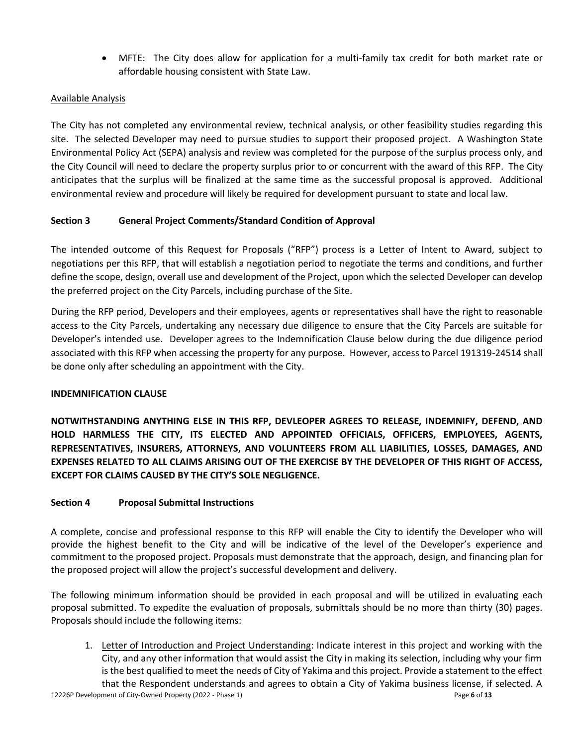- MFTE: The City does allow for application for a multi-family tax credit for both market rate or affordable housing consistent with State Law.

Available Analysis

The City has not completed any environmental review, technical analysis, or other feasibility studies regarding this site. The selected Developer may need to pursue studies to support their proposed project. A Washington State Environmental Policy Act (SEPA) analysis and review was completed for the purpose of the surplus process only, and the City Council will need to declare the property surplus prior to or concurrent with the award of this RFP. The City anticipates that the surplus will be finalized at the same time as the successful proposal is approved. Additional environmental review and procedure will likely be required for development pursuant to state and local law.

## Section 3 General Project Comments/Standard Condition of Approval

The intended outcome of this Request for Proposals ("RFP") process is a Letter of Intent to Award, subject to negotiations per this RFP, that will establish a negotiation period to negotiate the terms and conditions, and further define the scope, design, overall use and development of the Project, upon which the selected Developer can develop the preferred project on the City Parcels, including purchase of the Site.

During the RFP period, Developers and their employees, agents or representatives shall have the right to reasonable access to the City Parcels, undertaking any necessary due diligence to ensure that the City Parcels are suitable for Developer's intended use. Developer agrees to the Indemnification Clause below during the due diligence period associated with this RFP when accessing the property for any purpose. However, access to Parcel 191319-24514 shall be done only after scheduling an appointment with the City.

**INDEMNIFICATION CLAUSE**

**NOTWITHSTANDING ANYTHING ELSE IN THIS RFP, DEVLEOPER AGREES TO RELEASE, INDEMNIFY, DEFEND, AND HOLD HARMLESS THE CITY, ITS ELECTED AND APPOINTED OFFICIALS, OFFICERS, EMPLOYEES, AGENTS, REPRESENTATIVES, INSURERS, ATTORNEYS, AND VOLUNTEERS FROM ALL LIABILITIES, LOSSES, DAMAGES, AND EXPENSES RELATED TO ALL CLAIMS ARISING OUT OF THE EXERCISE BY THE DEVELOPER OF THIS RIGHT OF ACCESS, EXCEPT FOR CLAIMS CAUSED BY THE CITY'S SOLE NEGLIGENCE.**

## Section 4 Proposal Submittal Instructions

A complete, concise and professional response to this RFP will enable the City to identify the Developer who will provide the highest benefit to the City and will be indicative of the level of the Developer's experience and commitment to the proposed project. Proposals must demonstrate that the approach, design, and financing plan for the proposed project will allow the project's successful development and delivery.

The following minimum information should be provided in each proposal and will be utilized in evaluating each proposal submitted. To expedite the evaluation of proposals, submittals should be no more than thirty (30) pages. Proposals should include the following items:

1. Letter of Introduction and Project Understanding: Indicate interest in this project and working with the City, and any other information that would assist the City in making its selection, including why your firm is the best qualified to meet the needs of City of Yakima and this project. Provide a statement to the effect that the Respondent understands and agrees to obtain a City of Yakima business license, if selected. A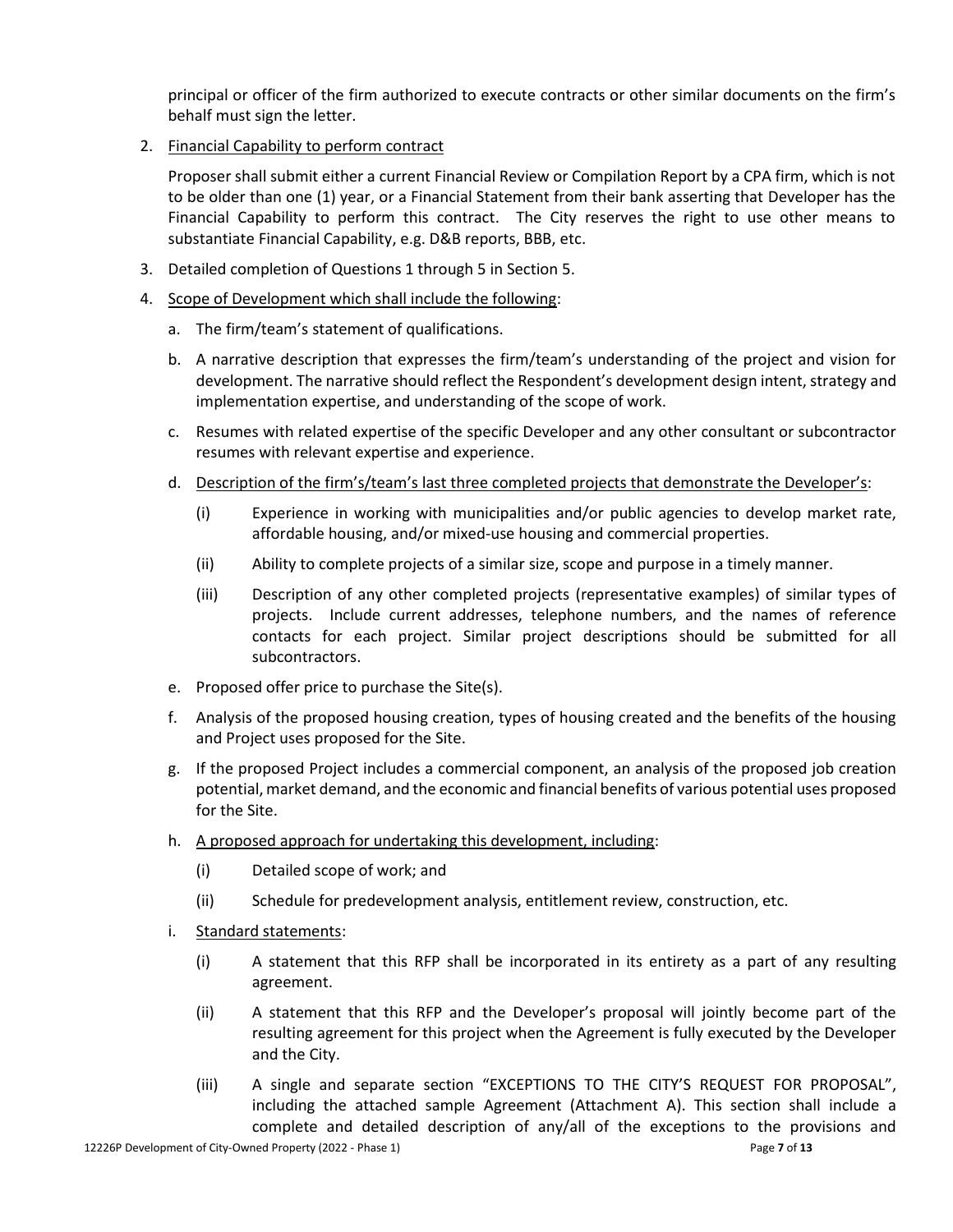principal or officer of the firm authorized to execute contracts or other similar documents on the firm's behalf must sign the letter.

2. Financial Capability to perform contract

   Proposer shall submit either a current Financial Review or Compilation Report by a CPA firm, which is not to be older than one (1) year, or a Financial Statement from their bank asserting that Developer has the Financial Capability to perform this contract. The City reserves the right to use other means to substantiate Financial Capability, e.g. D&B reports, BBB, etc.

3. Detailed completion of Questions 1 through 5 in Section 5.

4. Scope of Development which shall include the following:

   a. The firm/team's statement of qualifications.

   b. A narrative description that expresses the firm/team's understanding of the project and vision for development. The narrative should reflect the Respondent's development design intent, strategy and implementation expertise, and understanding of the scope of work.

   c. Resumes with related expertise of the specific Developer and any other consultant or subcontractor resumes with relevant expertise and experience.

   d. Description of the firm's/team's last three completed projects that demonstrate the Developer's:

      (i) Experience in working with municipalities and/or public agencies to develop market rate, affordable housing, and/or mixed-use housing and commercial properties.

      (ii) Ability to complete projects of a similar size, scope and purpose in a timely manner.

      (iii) Description of any other completed projects (representative examples) of similar types of projects. Include current addresses, telephone numbers, and the names of reference contacts for each project. Similar project descriptions should be submitted for all subcontractors.

   e. Proposed offer price to purchase the Site(s).

   f. Analysis of the proposed housing creation, types of housing created and the benefits of the housing and Project uses proposed for the Site.

   g. If the proposed Project includes a commercial component, an analysis of the proposed job creation potential, market demand, and the economic and financial benefits of various potential uses proposed for the Site.

   h. A proposed approach for undertaking this development, including:

      (i) Detailed scope of work; and

      (ii) Schedule for predevelopment analysis, entitlement review, construction, etc.

   i. Standard statements:

      (i) A statement that this RFP shall be incorporated in its entirety as a part of any resulting agreement.

      (ii) A statement that this RFP and the Developer's proposal will jointly become part of the resulting agreement for this project when the Agreement is fully executed by the Developer and the City.

      (iii) A single and separate section "EXCEPTIONS TO THE CITY'S REQUEST FOR PROPOSAL", including the attached sample Agreement (Attachment A). This section shall include a complete and detailed description of any/all of the exceptions to the provisions and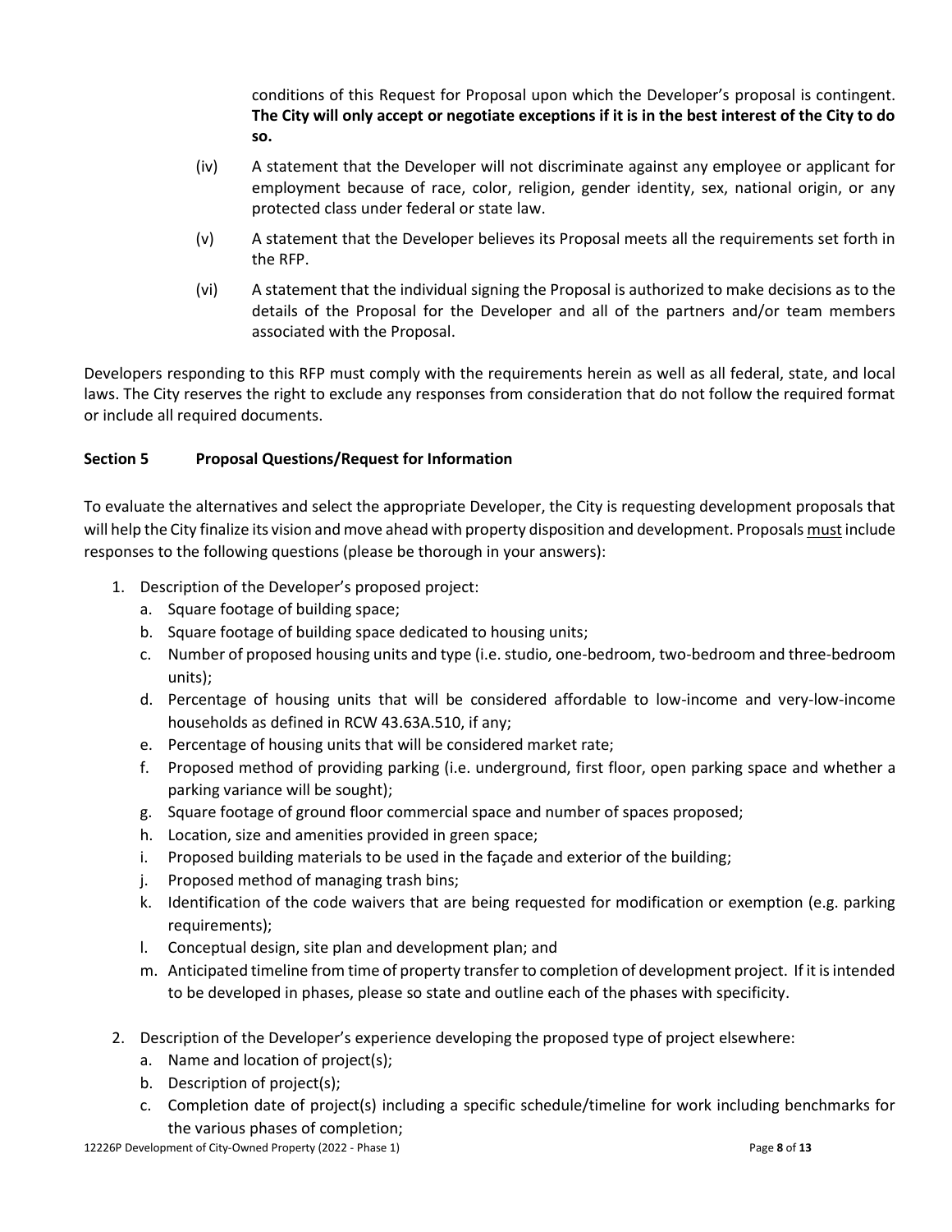conditions of this Request for Proposal upon which the Developer's proposal is contingent. **The City will only accept or negotiate exceptions if it is in the best interest of the City to do so.**

(iv) A statement that the Developer will not discriminate against any employee or applicant for employment because of race, color, religion, gender identity, sex, national origin, or any protected class under federal or state law.

(v) A statement that the Developer believes its Proposal meets all the requirements set forth in the RFP.

(vi) A statement that the individual signing the Proposal is authorized to make decisions as to the details of the Proposal for the Developer and all of the partners and/or team members associated with the Proposal.

Developers responding to this RFP must comply with the requirements herein as well as all federal, state, and local laws. The City reserves the right to exclude any responses from consideration that do not follow the required format or include all required documents.

## Section 5 Proposal Questions/Request for Information

To evaluate the alternatives and select the appropriate Developer, the City is requesting development proposals that will help the City finalize its vision and move ahead with property disposition and development. Proposals must include responses to the following questions (please be thorough in your answers):

1. Description of the Developer's proposed project:
   a. Square footage of building space;
   b. Square footage of building space dedicated to housing units;
   c. Number of proposed housing units and type (i.e. studio, one-bedroom, two-bedroom and three-bedroom units);
   d. Percentage of housing units that will be considered affordable to low-income and very-low-income households as defined in RCW 43.63A.510, if any;
   e. Percentage of housing units that will be considered market rate;
   f. Proposed method of providing parking (i.e. underground, first floor, open parking space and whether a parking variance will be sought);
   g. Square footage of ground floor commercial space and number of spaces proposed;
   h. Location, size and amenities provided in green space;
   i. Proposed building materials to be used in the façade and exterior of the building;
   j. Proposed method of managing trash bins;
   k. Identification of the code waivers that are being requested for modification or exemption (e.g. parking requirements);
   l. Conceptual design, site plan and development plan; and
   m. Anticipated timeline from time of property transfer to completion of development project. If it is intended to be developed in phases, please so state and outline each of the phases with specificity.

2. Description of the Developer's experience developing the proposed type of project elsewhere:
   a. Name and location of project(s);
   b. Description of project(s);
   c. Completion date of project(s) including a specific schedule/timeline for work including benchmarks for the various phases of completion;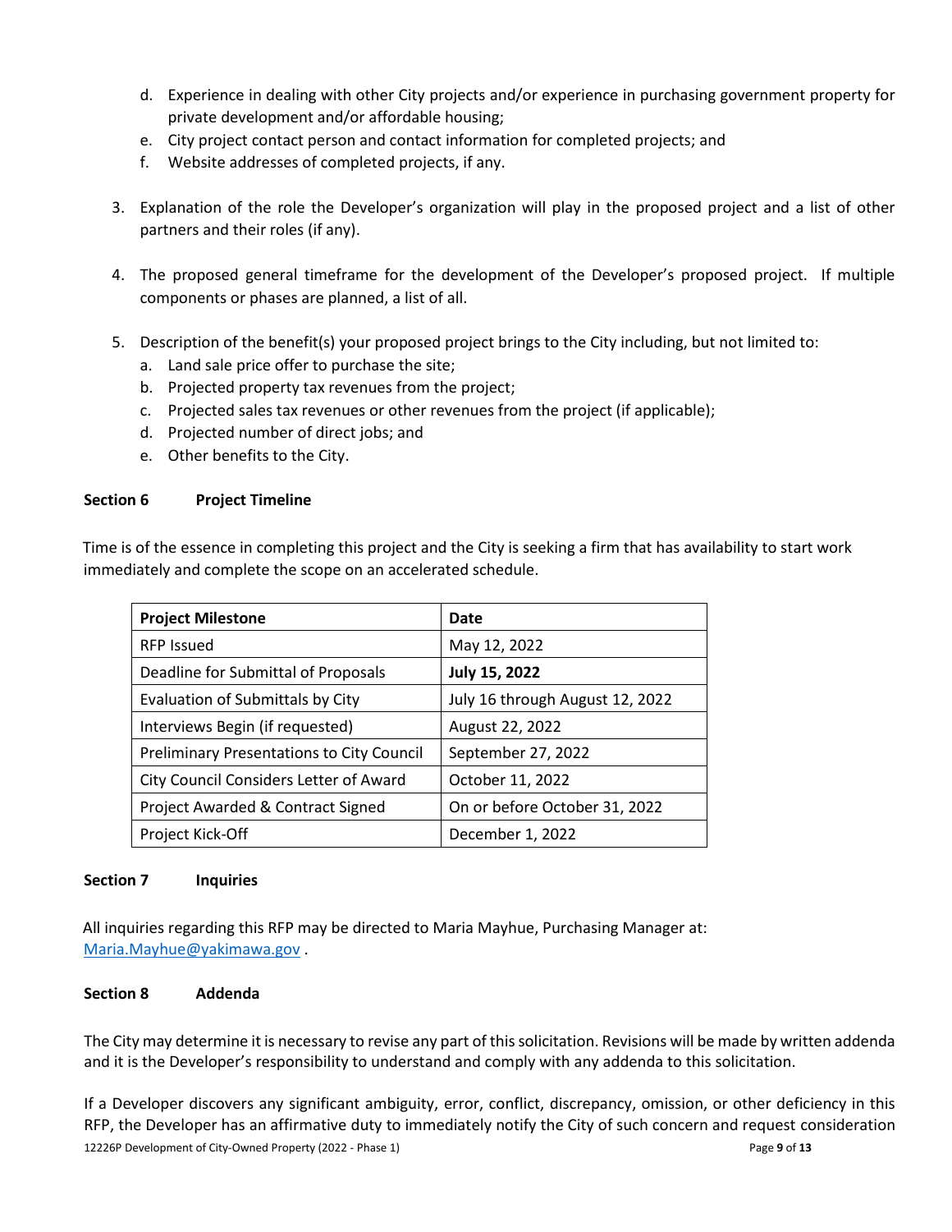d. Experience in dealing with other City projects and/or experience in purchasing government property for private development and/or affordable housing;
e. City project contact person and contact information for completed projects; and
f. Website addresses of completed projects, if any.

3. Explanation of the role the Developer's organization will play in the proposed project and a list of other partners and their roles (if any).

4. The proposed general timeframe for the development of the Developer's proposed project. If multiple components or phases are planned, a list of all.

5. Description of the benefit(s) your proposed project brings to the City including, but not limited to:
   a. Land sale price offer to purchase the site;
   b. Projected property tax revenues from the project;
   c. Projected sales tax revenues or other revenues from the project (if applicable);
   d. Projected number of direct jobs; and
   e. Other benefits to the City.

## Section 6 Project Timeline

Time is of the essence in completing this project and the City is seeking a firm that has availability to start work immediately and complete the scope on an accelerated schedule.

| Project Milestone | Date |
|---|---|
| RFP Issued | May 12, 2022 |
| Deadline for Submittal of Proposals | **July 15, 2022** |
| Evaluation of Submittals by City | July 16 through August 12, 2022 |
| Interviews Begin (if requested) | August 22, 2022 |
| Preliminary Presentations to City Council | September 27, 2022 |
| City Council Considers Letter of Award | October 11, 2022 |
| Project Awarded & Contract Signed | On or before October 31, 2022 |
| Project Kick-Off | December 1, 2022 |

## Section 7 Inquiries

All inquiries regarding this RFP may be directed to Maria Mayhue, Purchasing Manager at: Maria.Mayhue@yakimawa.gov .

## Section 8 Addenda

The City may determine it is necessary to revise any part of this solicitation. Revisions will be made by written addenda and it is the Developer's responsibility to understand and comply with any addenda to this solicitation.

If a Developer discovers any significant ambiguity, error, conflict, discrepancy, omission, or other deficiency in this RFP, the Developer has an affirmative duty to immediately notify the City of such concern and request consideration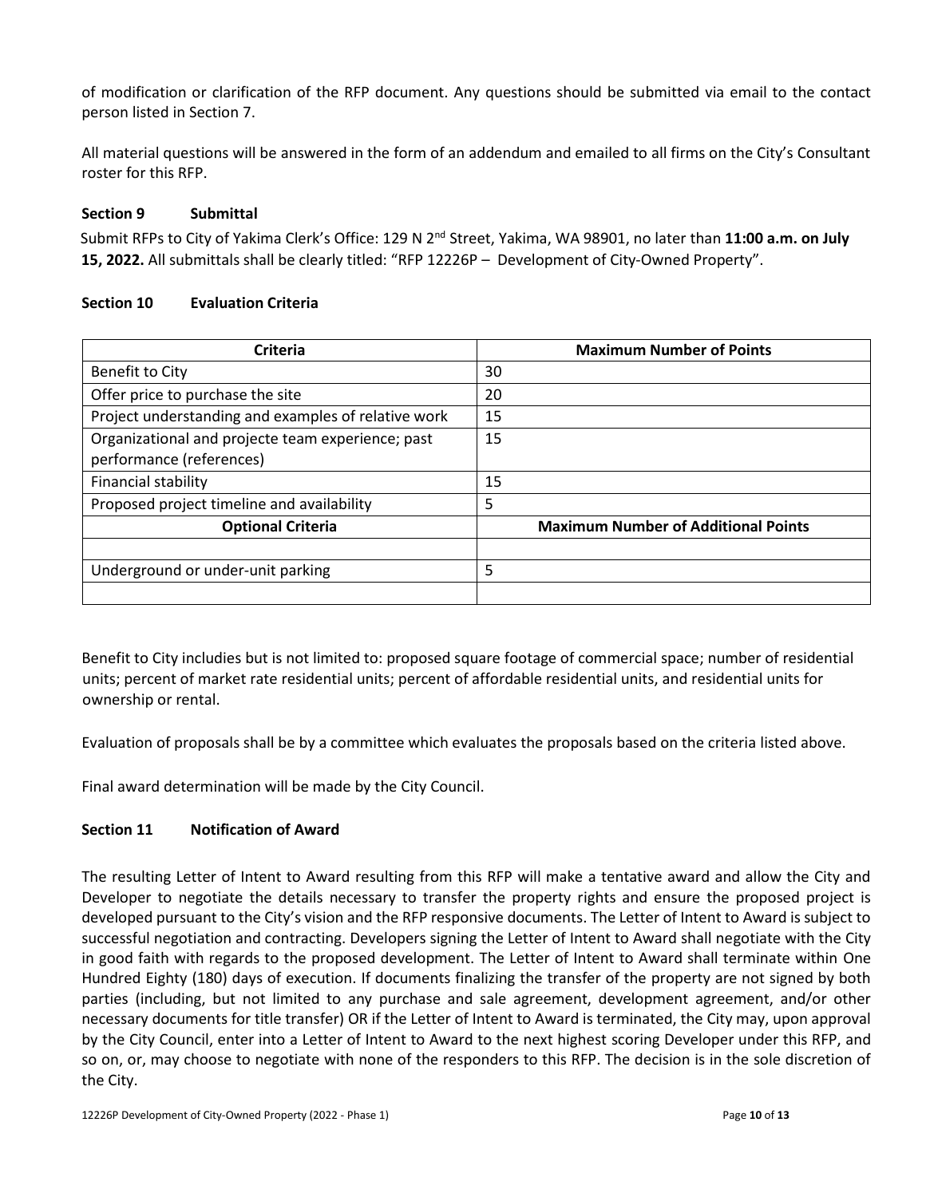of modification or clarification of the RFP document. Any questions should be submitted via email to the contact person listed in Section 7.

All material questions will be answered in the form of an addendum and emailed to all firms on the City's Consultant roster for this RFP.

### Section 9 Submittal

Submit RFPs to City of Yakima Clerk's Office: 129 N 2nd Street, Yakima, WA 98901, no later than **11:00 a.m. on July 15, 2022.** All submittals shall be clearly titled: "RFP 12226P – Development of City-Owned Property".

### Section 10 Evaluation Criteria

| Criteria | Maximum Number of Points |
|---|---|
| Benefit to City | 30 |
| Offer price to purchase the site | 20 |
| Project understanding and examples of relative work | 15 |
| Organizational and projecte team experience; past performance (references) | 15 |
| Financial stability | 15 |
| Proposed project timeline and availability | 5 |
| **Optional Criteria** | **Maximum Number of Additional Points** |
| | |
| Underground or under-unit parking | 5 |
| | |

Benefit to City includies but is not limited to: proposed square footage of commercial space; number of residential units; percent of market rate residential units; percent of affordable residential units, and residential units for ownership or rental.

Evaluation of proposals shall be by a committee which evaluates the proposals based on the criteria listed above.

Final award determination will be made by the City Council.

### Section 11 Notification of Award

The resulting Letter of Intent to Award resulting from this RFP will make a tentative award and allow the City and Developer to negotiate the details necessary to transfer the property rights and ensure the proposed project is developed pursuant to the City's vision and the RFP responsive documents. The Letter of Intent to Award is subject to successful negotiation and contracting. Developers signing the Letter of Intent to Award shall negotiate with the City in good faith with regards to the proposed development. The Letter of Intent to Award shall terminate within One Hundred Eighty (180) days of execution. If documents finalizing the transfer of the property are not signed by both parties (including, but not limited to any purchase and sale agreement, development agreement, and/or other necessary documents for title transfer) OR if the Letter of Intent to Award is terminated, the City may, upon approval by the City Council, enter into a Letter of Intent to Award to the next highest scoring Developer under this RFP, and so on, or, may choose to negotiate with none of the responders to this RFP. The decision is in the sole discretion of the City.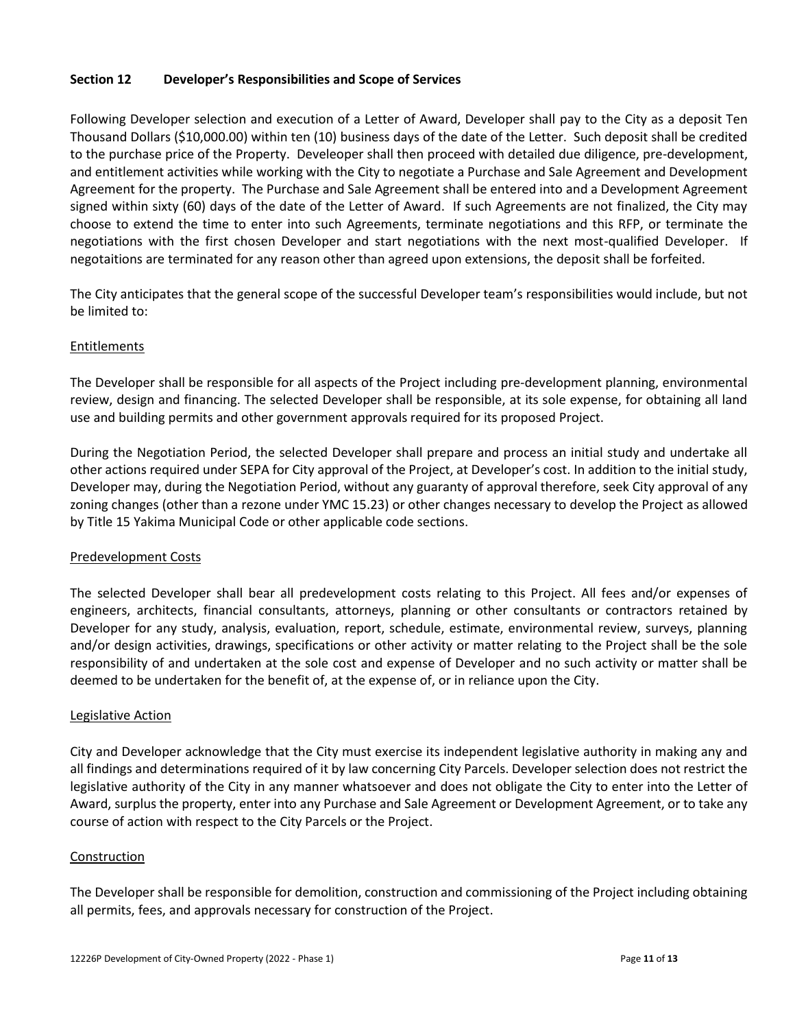## Section 12 Developer's Responsibilities and Scope of Services

Following Developer selection and execution of a Letter of Award, Developer shall pay to the City as a deposit Ten Thousand Dollars ($10,000.00) within ten (10) business days of the date of the Letter. Such deposit shall be credited to the purchase price of the Property. Develeoper shall then proceed with detailed due diligence, pre-development, and entitlement activities while working with the City to negotiate a Purchase and Sale Agreement and Development Agreement for the property. The Purchase and Sale Agreement shall be entered into and a Development Agreement signed within sixty (60) days of the date of the Letter of Award. If such Agreements are not finalized, the City may choose to extend the time to enter into such Agreements, terminate negotiations and this RFP, or terminate the negotiations with the first chosen Developer and start negotiations with the next most-qualified Developer. If negotaitions are terminated for any reason other than agreed upon extensions, the deposit shall be forfeited.

The City anticipates that the general scope of the successful Developer team's responsibilities would include, but not be limited to:

<u>Entitlements</u>

The Developer shall be responsible for all aspects of the Project including pre-development planning, environmental review, design and financing. The selected Developer shall be responsible, at its sole expense, for obtaining all land use and building permits and other government approvals required for its proposed Project.

During the Negotiation Period, the selected Developer shall prepare and process an initial study and undertake all other actions required under SEPA for City approval of the Project, at Developer's cost. In addition to the initial study, Developer may, during the Negotiation Period, without any guaranty of approval therefore, seek City approval of any zoning changes (other than a rezone under YMC 15.23) or other changes necessary to develop the Project as allowed by Title 15 Yakima Municipal Code or other applicable code sections.

<u>Predevelopment Costs</u>

The selected Developer shall bear all predevelopment costs relating to this Project. All fees and/or expenses of engineers, architects, financial consultants, attorneys, planning or other consultants or contractors retained by Developer for any study, analysis, evaluation, report, schedule, estimate, environmental review, surveys, planning and/or design activities, drawings, specifications or other activity or matter relating to the Project shall be the sole responsibility of and undertaken at the sole cost and expense of Developer and no such activity or matter shall be deemed to be undertaken for the benefit of, at the expense of, or in reliance upon the City.

<u>Legislative Action</u>

City and Developer acknowledge that the City must exercise its independent legislative authority in making any and all findings and determinations required of it by law concerning City Parcels. Developer selection does not restrict the legislative authority of the City in any manner whatsoever and does not obligate the City to enter into the Letter of Award, surplus the property, enter into any Purchase and Sale Agreement or Development Agreement, or to take any course of action with respect to the City Parcels or the Project.

<u>Construction</u>

The Developer shall be responsible for demolition, construction and commissioning of the Project including obtaining all permits, fees, and approvals necessary for construction of the Project.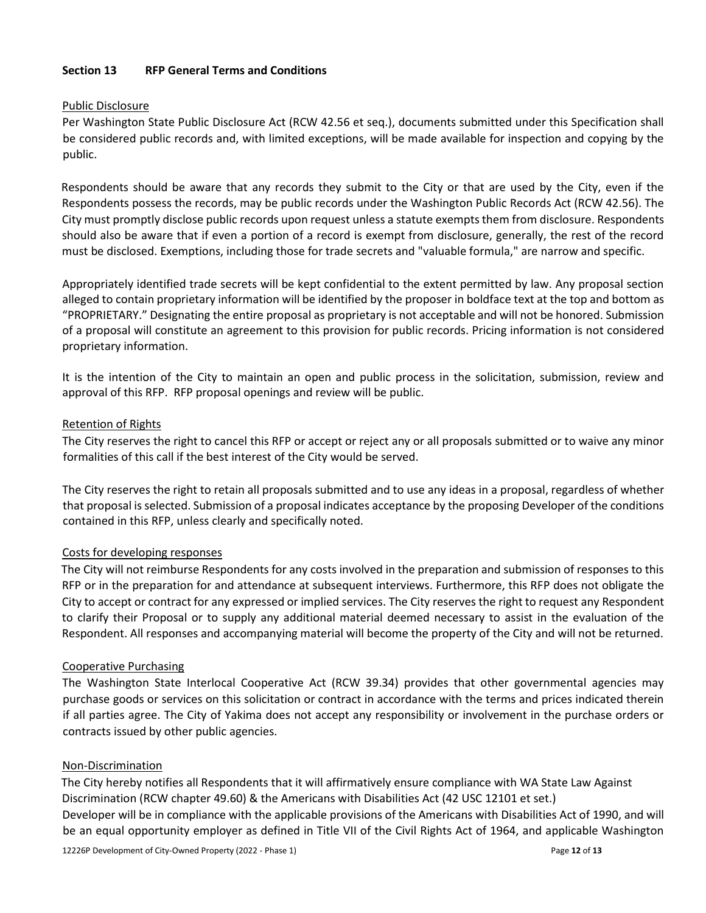## Section 13 RFP General Terms and Conditions

Public Disclosure

Per Washington State Public Disclosure Act (RCW 42.56 et seq.), documents submitted under this Specification shall be considered public records and, with limited exceptions, will be made available for inspection and copying by the public.

Respondents should be aware that any records they submit to the City or that are used by the City, even if the Respondents possess the records, may be public records under the Washington Public Records Act (RCW 42.56). The City must promptly disclose public records upon request unless a statute exempts them from disclosure. Respondents should also be aware that if even a portion of a record is exempt from disclosure, generally, the rest of the record must be disclosed. Exemptions, including those for trade secrets and "valuable formula," are narrow and specific.

Appropriately identified trade secrets will be kept confidential to the extent permitted by law. Any proposal section alleged to contain proprietary information will be identified by the proposer in boldface text at the top and bottom as "PROPRIETARY." Designating the entire proposal as proprietary is not acceptable and will not be honored. Submission of a proposal will constitute an agreement to this provision for public records. Pricing information is not considered proprietary information.

It is the intention of the City to maintain an open and public process in the solicitation, submission, review and approval of this RFP. RFP proposal openings and review will be public.

Retention of Rights

The City reserves the right to cancel this RFP or accept or reject any or all proposals submitted or to waive any minor formalities of this call if the best interest of the City would be served.

The City reserves the right to retain all proposals submitted and to use any ideas in a proposal, regardless of whether that proposal is selected. Submission of a proposal indicates acceptance by the proposing Developer of the conditions contained in this RFP, unless clearly and specifically noted.

Costs for developing responses

The City will not reimburse Respondents for any costs involved in the preparation and submission of responses to this RFP or in the preparation for and attendance at subsequent interviews. Furthermore, this RFP does not obligate the City to accept or contract for any expressed or implied services. The City reserves the right to request any Respondent to clarify their Proposal or to supply any additional material deemed necessary to assist in the evaluation of the Respondent. All responses and accompanying material will become the property of the City and will not be returned.

Cooperative Purchasing

The Washington State Interlocal Cooperative Act (RCW 39.34) provides that other governmental agencies may purchase goods or services on this solicitation or contract in accordance with the terms and prices indicated therein if all parties agree. The City of Yakima does not accept any responsibility or involvement in the purchase orders or contracts issued by other public agencies.

Non-Discrimination

The City hereby notifies all Respondents that it will affirmatively ensure compliance with WA State Law Against Discrimination (RCW chapter 49.60) & the Americans with Disabilities Act (42 USC 12101 et set.)
Developer will be in compliance with the applicable provisions of the Americans with Disabilities Act of 1990, and will be an equal opportunity employer as defined in Title VII of the Civil Rights Act of 1964, and applicable Washington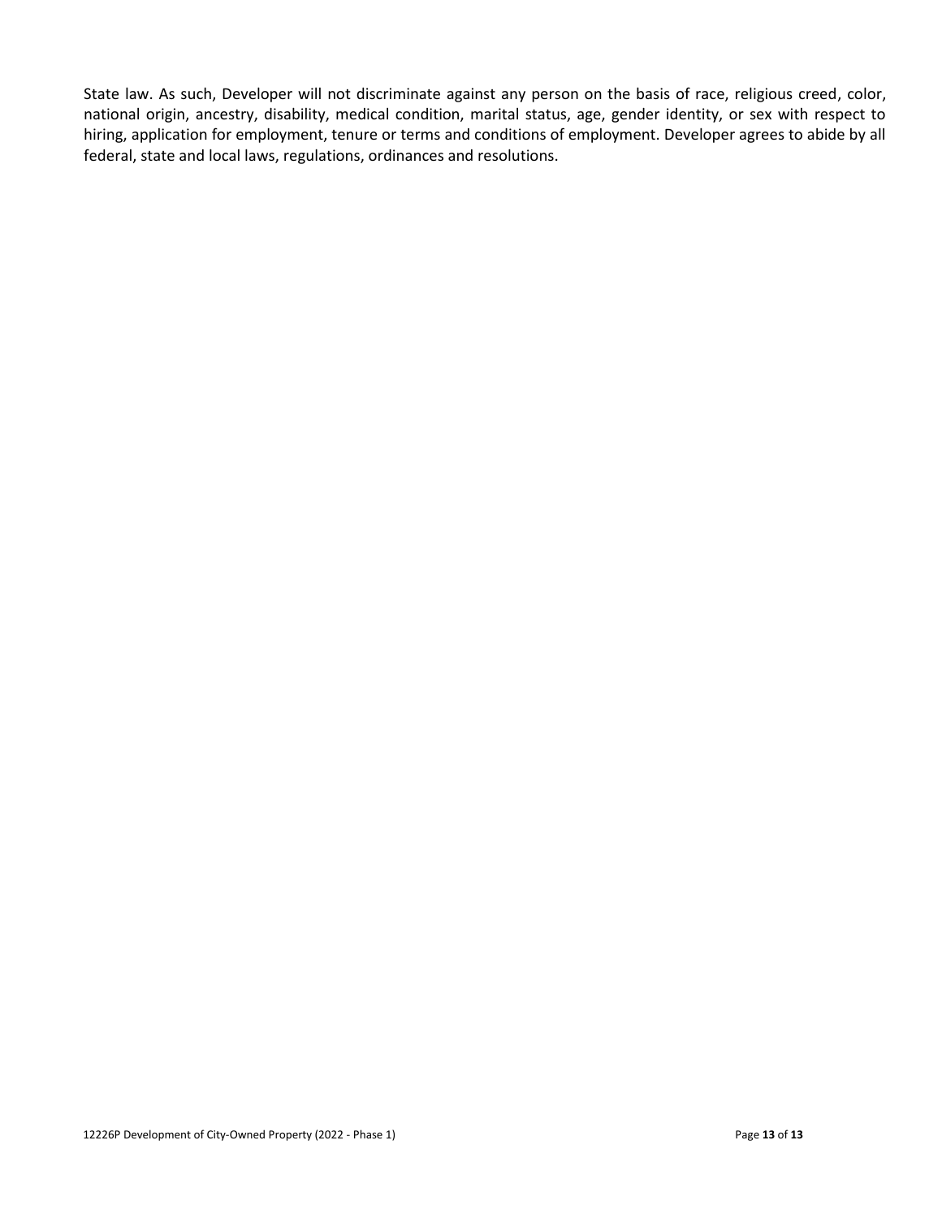State law. As such, Developer will not discriminate against any person on the basis of race, religious creed, color, national origin, ancestry, disability, medical condition, marital status, age, gender identity, or sex with respect to hiring, application for employment, tenure or terms and conditions of employment. Developer agrees to abide by all federal, state and local laws, regulations, ordinances and resolutions.